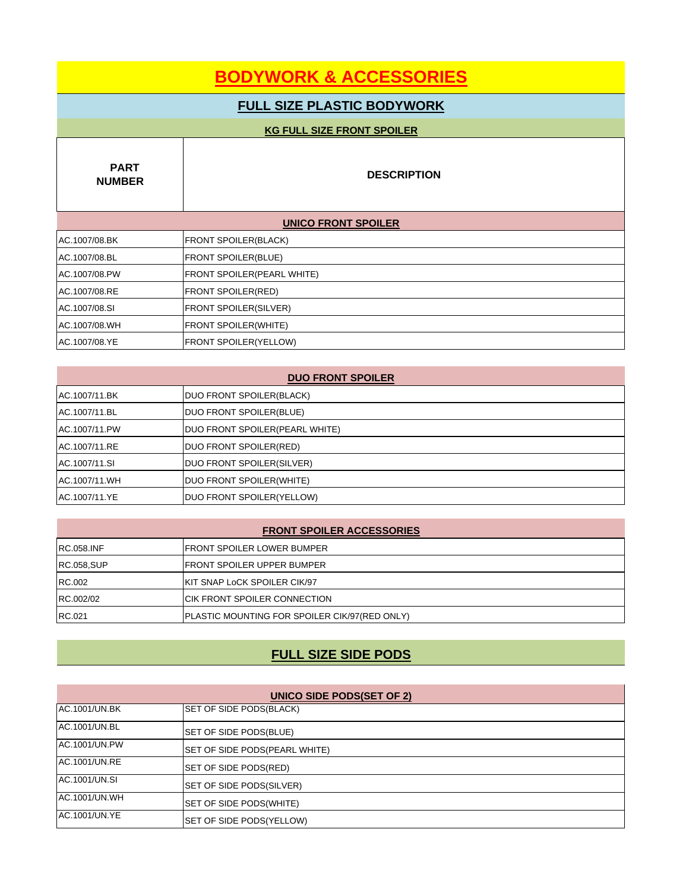# BODYWORK & ACCESSORIES

## FULL SIZE PLASTIC BODYWORK

### KG FULL SIZE FRONT SPOILER

| PART NUMBER | DESCRIPTION |
|---|---|
| **UNICO FRONT SPOILER** | |
| AC.1007/08.BK | FRONT SPOILER(BLACK) |
| AC.1007/08.BL | FRONT SPOILER(BLUE) |
| AC.1007/08.PW | FRONT SPOILER(PEARL WHITE) |
| AC.1007/08.RE | FRONT SPOILER(RED) |
| AC.1007/08.SI | FRONT SPOILER(SILVER) |
| AC.1007/08.WH | FRONT SPOILER(WHITE) |
| AC.1007/08.YE | FRONT SPOILER(YELLOW) |

#### DUO FRONT SPOILER

| PART NUMBER | DESCRIPTION |
|---|---|
| AC.1007/11.BK | DUO FRONT SPOILER(BLACK) |
| AC.1007/11.BL | DUO FRONT SPOILER(BLUE) |
| AC.1007/11.PW | DUO FRONT SPOILER(PEARL WHITE) |
| AC.1007/11.RE | DUO FRONT SPOILER(RED) |
| AC.1007/11.SI | DUO FRONT SPOILER(SILVER) |
| AC.1007/11.WH | DUO FRONT SPOILER(WHITE) |
| AC.1007/11.YE | DUO FRONT SPOILER(YELLOW) |

#### FRONT SPOILER ACCESSORIES

| PART NUMBER | DESCRIPTION |
|---|---|
| RC.058.INF | FRONT SPOILER LOWER BUMPER |
| RC.058,SUP | FRONT SPOILER UPPER BUMPER |
| RC.002 | KIT SNAP LoCK SPOILER CIK/97 |
| RC.002/02 | CIK FRONT SPOILER CONNECTION |
| RC.021 | PLASTIC MOUNTING FOR SPOILER CIK/97(RED ONLY) |

## FULL SIZE SIDE PODS

#### UNICO SIDE PODS(SET OF 2)

| PART NUMBER | DESCRIPTION |
|---|---|
| AC.1001/UN.BK | SET OF SIDE PODS(BLACK) |
| AC.1001/UN.BL | SET OF SIDE PODS(BLUE) |
| AC.1001/UN.PW | SET OF SIDE PODS(PEARL WHITE) |
| AC.1001/UN.RE | SET OF SIDE PODS(RED) |
| AC.1001/UN.SI | SET OF SIDE PODS(SILVER) |
| AC.1001/UN.WH | SET OF SIDE PODS(WHITE) |
| AC.1001/UN.YE | SET OF SIDE PODS(YELLOW) |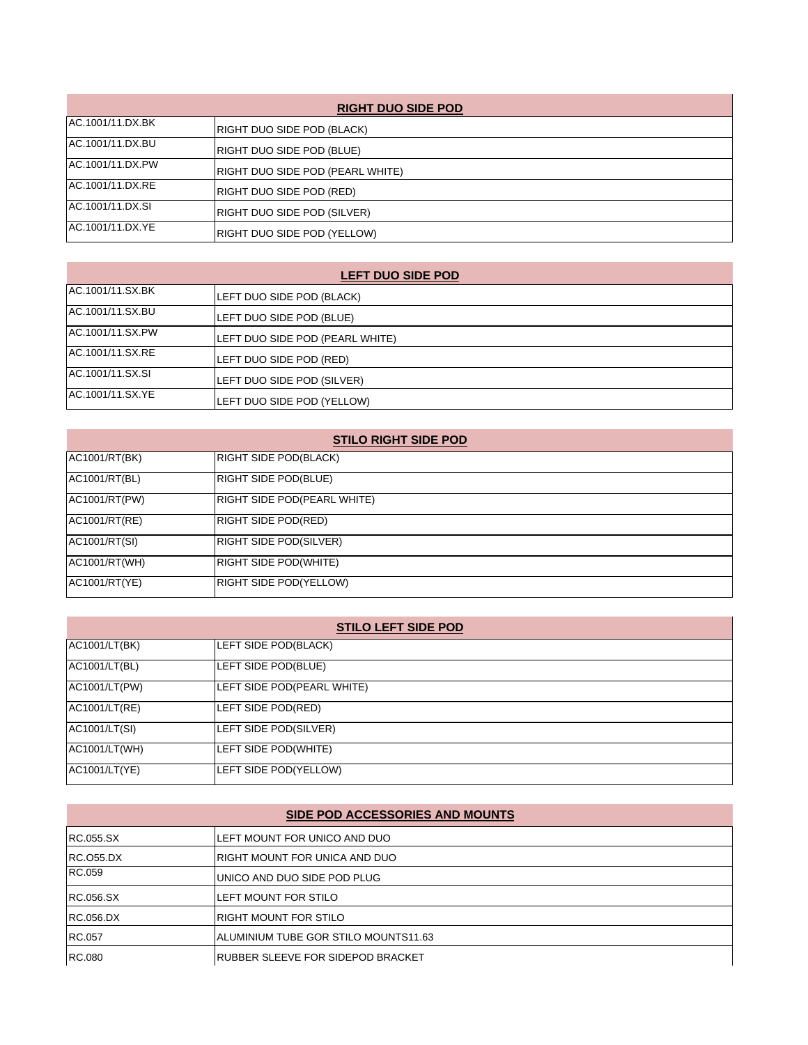| RIGHT DUO SIDE POD | |
|---|---|
| AC.1001/11.DX.BK | RIGHT DUO SIDE POD (BLACK) |
| AC.1001/11.DX.BU | RIGHT DUO SIDE POD (BLUE) |
| AC.1001/11.DX.PW | RIGHT DUO SIDE POD (PEARL WHITE) |
| AC.1001/11.DX.RE | RIGHT DUO SIDE POD (RED) |
| AC.1001/11.DX.SI | RIGHT DUO SIDE POD (SILVER) |
| AC.1001/11.DX.YE | RIGHT DUO SIDE POD (YELLOW) |

| LEFT DUO SIDE POD | |
|---|---|
| AC.1001/11.SX.BK | LEFT DUO SIDE POD (BLACK) |
| AC.1001/11.SX.BU | LEFT DUO SIDE POD (BLUE) |
| AC.1001/11.SX.PW | LEFT DUO SIDE POD (PEARL WHITE) |
| AC.1001/11.SX.RE | LEFT DUO SIDE POD (RED) |
| AC.1001/11.SX.SI | LEFT DUO SIDE POD (SILVER) |
| AC.1001/11.SX.YE | LEFT DUO SIDE POD (YELLOW) |

| STILO RIGHT SIDE POD | |
|---|---|
| AC1001/RT(BK) | RIGHT SIDE POD(BLACK) |
| AC1001/RT(BL) | RIGHT SIDE POD(BLUE) |
| AC1001/RT(PW) | RIGHT SIDE POD(PEARL WHITE) |
| AC1001/RT(RE) | RIGHT SIDE POD(RED) |
| AC1001/RT(SI) | RIGHT SIDE POD(SILVER) |
| AC1001/RT(WH) | RIGHT SIDE POD(WHITE) |
| AC1001/RT(YE) | RIGHT SIDE POD(YELLOW) |

| STILO LEFT SIDE POD | |
|---|---|
| AC1001/LT(BK) | LEFT SIDE POD(BLACK) |
| AC1001/LT(BL) | LEFT SIDE POD(BLUE) |
| AC1001/LT(PW) | LEFT SIDE POD(PEARL WHITE) |
| AC1001/LT(RE) | LEFT SIDE POD(RED) |
| AC1001/LT(SI) | LEFT SIDE POD(SILVER) |
| AC1001/LT(WH) | LEFT SIDE POD(WHITE) |
| AC1001/LT(YE) | LEFT SIDE POD(YELLOW) |

| SIDE POD ACCESSORIES AND MOUNTS | |
|---|---|
| RC.055.SX | LEFT MOUNT FOR UNICO AND DUO |
| RC.O55.DX | RIGHT MOUNT FOR UNICA AND DUO |
| RC.059 | UNICO AND DUO SIDE POD PLUG |
| RC.056.SX | LEFT MOUNT FOR STILO |
| RC.056.DX | RIGHT MOUNT FOR STILO |
| RC.057 | ALUMINIUM TUBE GOR STILO MOUNTS11.63 |
| RC.080 | RUBBER SLEEVE FOR SIDEPOD BRACKET |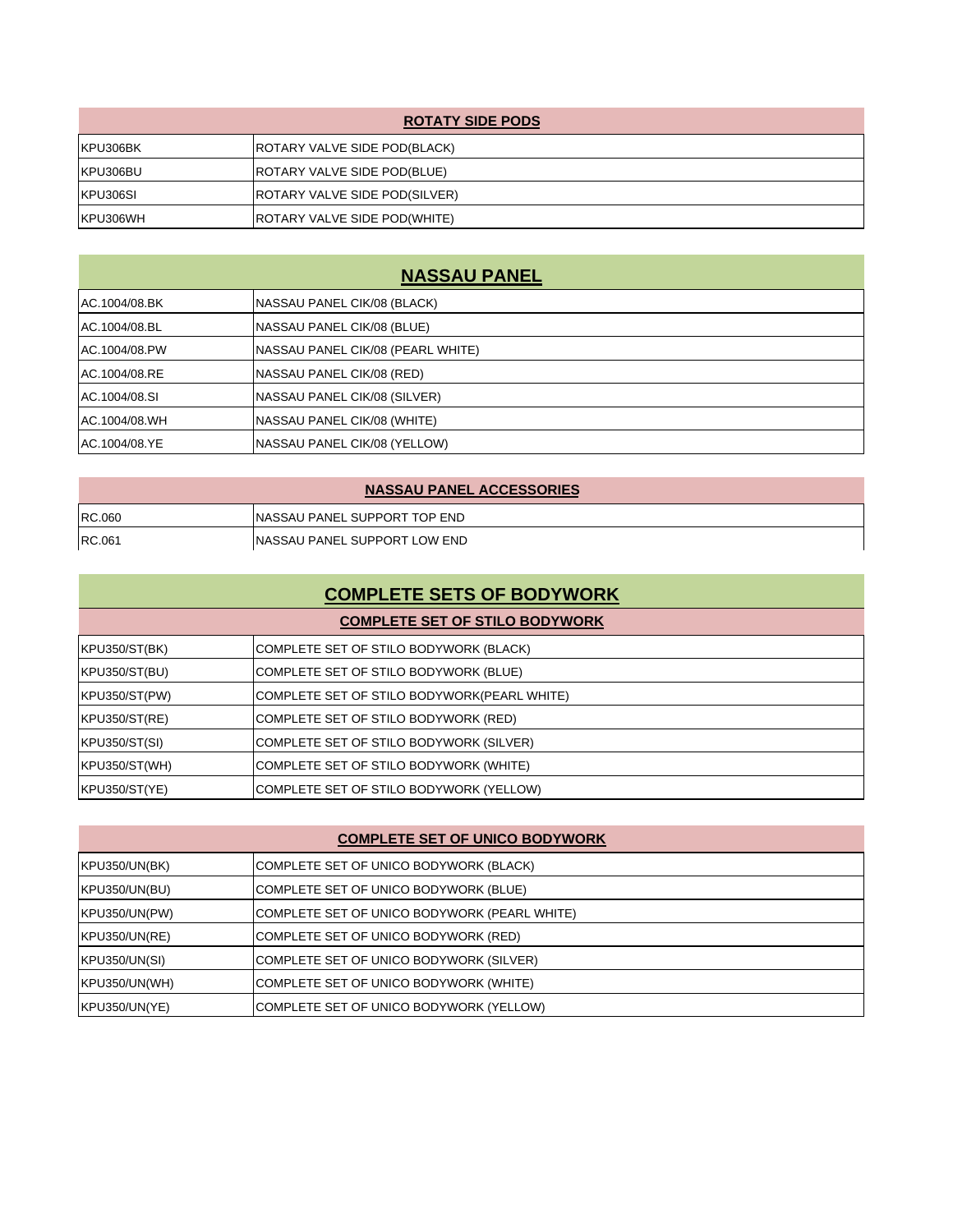| ROTATY SIDE PODS | |
|---|---|
| KPU306BK | ROTARY VALVE SIDE POD(BLACK) |
| KPU306BU | ROTARY VALVE SIDE POD(BLUE) |
| KPU306SI | ROTARY VALVE SIDE POD(SILVER) |
| KPU306WH | ROTARY VALVE SIDE POD(WHITE) |

## NASSAU PANEL

| NASSAU PANEL | |
|---|---|
| AC.1004/08.BK | NASSAU PANEL CIK/08 (BLACK) |
| AC.1004/08.BL | NASSAU PANEL CIK/08 (BLUE) |
| AC.1004/08.PW | NASSAU PANEL CIK/08 (PEARL WHITE) |
| AC.1004/08.RE | NASSAU PANEL CIK/08 (RED) |
| AC.1004/08.SI | NASSAU PANEL CIK/08 (SILVER) |
| AC.1004/08.WH | NASSAU PANEL CIK/08 (WHITE) |
| AC.1004/08.YE | NASSAU PANEL CIK/08 (YELLOW) |

| NASSAU PANEL ACCESSORIES | |
|---|---|
| RC.060 | NASSAU PANEL SUPPORT TOP END |
| RC.061 | NASSAU PANEL SUPPORT LOW END |

## COMPLETE SETS OF BODYWORK

| COMPLETE SET OF STILO BODYWORK | |
|---|---|
| KPU350/ST(BK) | COMPLETE SET OF STILO BODYWORK (BLACK) |
| KPU350/ST(BU) | COMPLETE SET OF STILO BODYWORK (BLUE) |
| KPU350/ST(PW) | COMPLETE SET OF STILO BODYWORK(PEARL WHITE) |
| KPU350/ST(RE) | COMPLETE SET OF STILO BODYWORK (RED) |
| KPU350/ST(SI) | COMPLETE SET OF STILO BODYWORK (SILVER) |
| KPU350/ST(WH) | COMPLETE SET OF STILO BODYWORK (WHITE) |
| KPU350/ST(YE) | COMPLETE SET OF STILO BODYWORK (YELLOW) |

| COMPLETE SET OF UNICO BODYWORK | |
|---|---|
| KPU350/UN(BK) | COMPLETE SET OF UNICO BODYWORK (BLACK) |
| KPU350/UN(BU) | COMPLETE SET OF UNICO BODYWORK (BLUE) |
| KPU350/UN(PW) | COMPLETE SET OF UNICO BODYWORK (PEARL WHITE) |
| KPU350/UN(RE) | COMPLETE SET OF UNICO BODYWORK (RED) |
| KPU350/UN(SI) | COMPLETE SET OF UNICO BODYWORK (SILVER) |
| KPU350/UN(WH) | COMPLETE SET OF UNICO BODYWORK (WHITE) |
| KPU350/UN(YE) | COMPLETE SET OF UNICO BODYWORK (YELLOW) |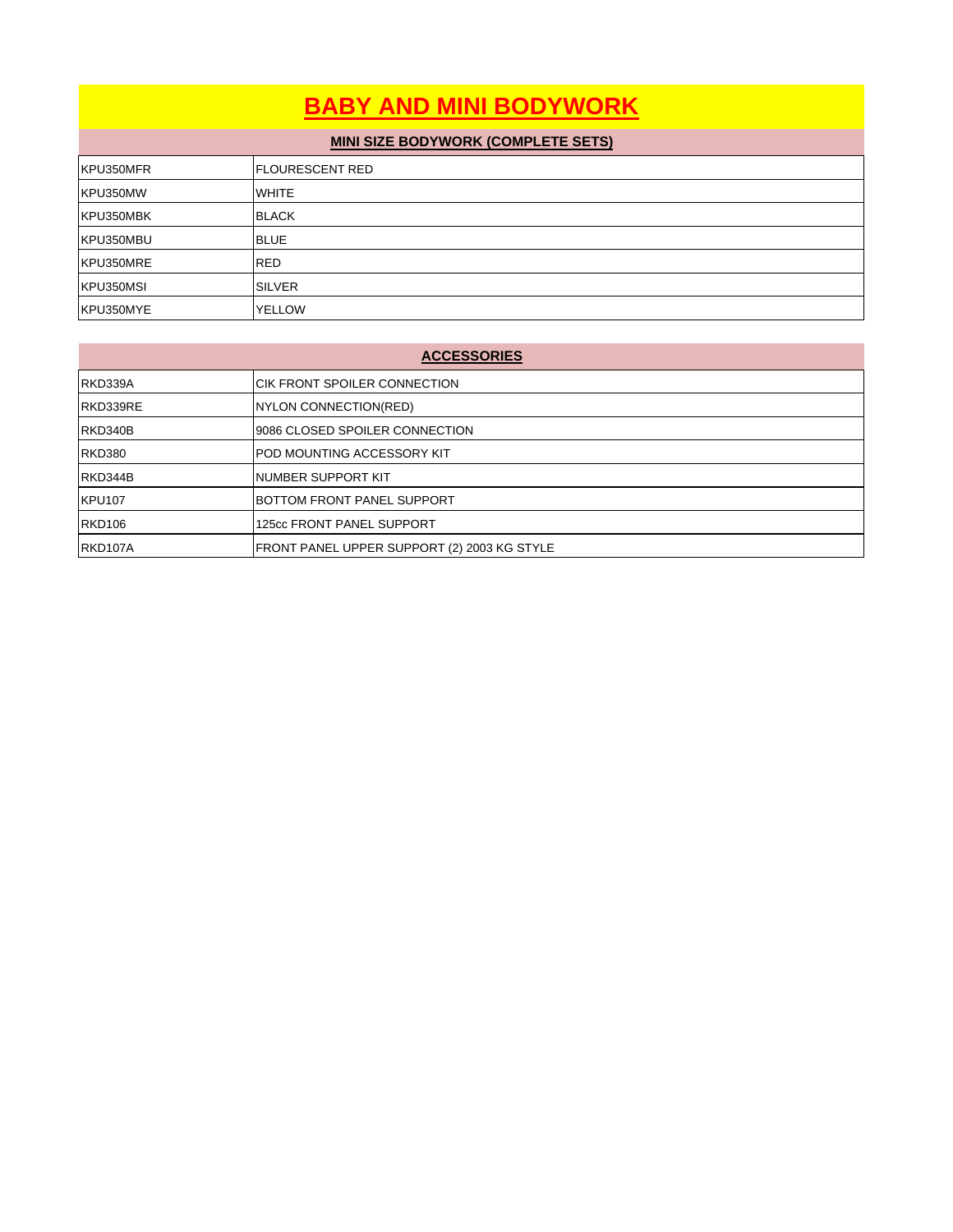# BABY AND MINI BODYWORK

## MINI SIZE BODYWORK (COMPLETE SETS)

| | |
|---|---|
| KPU350MFR | FLOURESCENT RED |
| KPU350MW | WHITE |
| KPU350MBK | BLACK |
| KPU350MBU | BLUE |
| KPU350MRE | RED |
| KPU350MSI | SILVER |
| KPU350MYE | YELLOW |

## ACCESSORIES

| | |
|---|---|
| RKD339A | CIK FRONT SPOILER CONNECTION |
| RKD339RE | NYLON CONNECTION(RED) |
| RKD340B | 9086 CLOSED SPOILER CONNECTION |
| RKD380 | POD MOUNTING ACCESSORY KIT |
| RKD344B | NUMBER SUPPORT KIT |
| KPU107 | BOTTOM FRONT PANEL SUPPORT |
| RKD106 | 125cc FRONT PANEL SUPPORT |
| RKD107A | FRONT PANEL UPPER SUPPORT (2) 2003 KG STYLE |